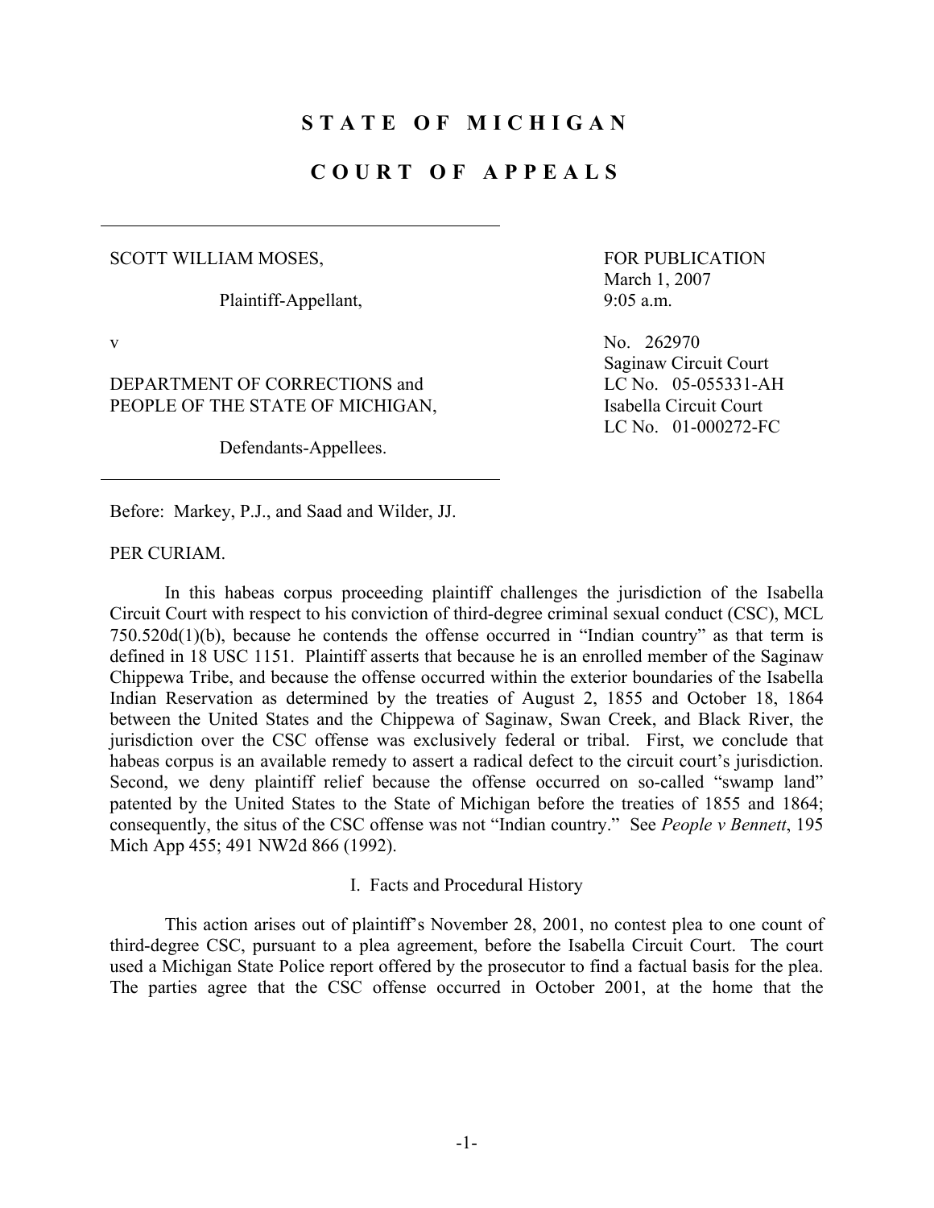# S T A T E O F M I C H I G A N

# C O U R T O F A P P E A L S

---

SCOTT WILLIAM MOSES,

Plaintiff-Appellant,

v

DEPARTMENT OF CORRECTIONS and PEOPLE OF THE STATE OF MICHIGAN,

Defendants-Appellees.

---

FOR PUBLICATION
March 1, 2007
9:05 a.m.

No. 262970
Saginaw Circuit Court
LC No. 05-055331-AH
Isabella Circuit Court
LC No. 01-000272-FC

Before: Markey, P.J., and Saad and Wilder, JJ.

PER CURIAM.

In this habeas corpus proceeding plaintiff challenges the jurisdiction of the Isabella Circuit Court with respect to his conviction of third-degree criminal sexual conduct (CSC), MCL 750.520d(1)(b), because he contends the offense occurred in "Indian country" as that term is defined in 18 USC 1151. Plaintiff asserts that because he is an enrolled member of the Saginaw Chippewa Tribe, and because the offense occurred within the exterior boundaries of the Isabella Indian Reservation as determined by the treaties of August 2, 1855 and October 18, 1864 between the United States and the Chippewa of Saginaw, Swan Creek, and Black River, the jurisdiction over the CSC offense was exclusively federal or tribal. First, we conclude that habeas corpus is an available remedy to assert a radical defect to the circuit court's jurisdiction. Second, we deny plaintiff relief because the offense occurred on so-called "swamp land" patented by the United States to the State of Michigan before the treaties of 1855 and 1864; consequently, the situs of the CSC offense was not "Indian country." See *People v Bennett*, 195 Mich App 455; 491 NW2d 866 (1992).

## I. Facts and Procedural History

This action arises out of plaintiff's November 28, 2001, no contest plea to one count of third-degree CSC, pursuant to a plea agreement, before the Isabella Circuit Court. The court used a Michigan State Police report offered by the prosecutor to find a factual basis for the plea. The parties agree that the CSC offense occurred in October 2001, at the home that the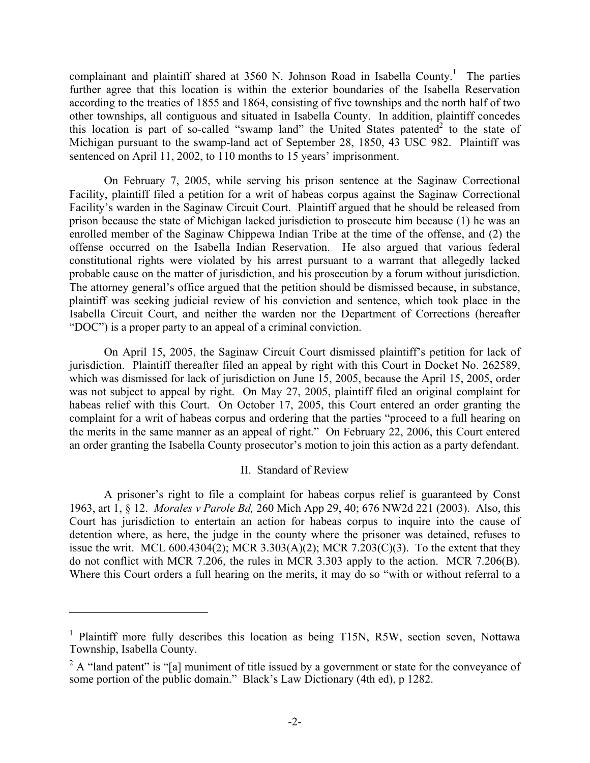complainant and plaintiff shared at 3560 N. Johnson Road in Isabella County.[1] The parties further agree that this location is within the exterior boundaries of the Isabella Reservation according to the treaties of 1855 and 1864, consisting of five townships and the north half of two other townships, all contiguous and situated in Isabella County. In addition, plaintiff concedes this location is part of so-called "swamp land" the United States patented[2] to the state of Michigan pursuant to the swamp-land act of September 28, 1850, 43 USC 982. Plaintiff was sentenced on April 11, 2002, to 110 months to 15 years' imprisonment.

On February 7, 2005, while serving his prison sentence at the Saginaw Correctional Facility, plaintiff filed a petition for a writ of habeas corpus against the Saginaw Correctional Facility's warden in the Saginaw Circuit Court. Plaintiff argued that he should be released from prison because the state of Michigan lacked jurisdiction to prosecute him because (1) he was an enrolled member of the Saginaw Chippewa Indian Tribe at the time of the offense, and (2) the offense occurred on the Isabella Indian Reservation. He also argued that various federal constitutional rights were violated by his arrest pursuant to a warrant that allegedly lacked probable cause on the matter of jurisdiction, and his prosecution by a forum without jurisdiction. The attorney general's office argued that the petition should be dismissed because, in substance, plaintiff was seeking judicial review of his conviction and sentence, which took place in the Isabella Circuit Court, and neither the warden nor the Department of Corrections (hereafter "DOC") is a proper party to an appeal of a criminal conviction.

On April 15, 2005, the Saginaw Circuit Court dismissed plaintiff's petition for lack of jurisdiction. Plaintiff thereafter filed an appeal by right with this Court in Docket No. 262589, which was dismissed for lack of jurisdiction on June 15, 2005, because the April 15, 2005, order was not subject to appeal by right. On May 27, 2005, plaintiff filed an original complaint for habeas relief with this Court. On October 17, 2005, this Court entered an order granting the complaint for a writ of habeas corpus and ordering that the parties "proceed to a full hearing on the merits in the same manner as an appeal of right." On February 22, 2006, this Court entered an order granting the Isabella County prosecutor's motion to join this action as a party defendant.

## II. Standard of Review

A prisoner's right to file a complaint for habeas corpus relief is guaranteed by Const 1963, art 1, § 12. *Morales v Parole Bd,* 260 Mich App 29, 40; 676 NW2d 221 (2003). Also, this Court has jurisdiction to entertain an action for habeas corpus to inquire into the cause of detention where, as here, the judge in the county where the prisoner was detained, refuses to issue the writ. MCL 600.4304(2); MCR 3.303(A)(2); MCR 7.203(C)(3). To the extent that they do not conflict with MCR 7.206, the rules in MCR 3.303 apply to the action. MCR 7.206(B). Where this Court orders a full hearing on the merits, it may do so "with or without referral to a

---

[1] Plaintiff more fully describes this location as being T15N, R5W, section seven, Nottawa Township, Isabella County.

[2] A "land patent" is "[a] muniment of title issued by a government or state for the conveyance of some portion of the public domain." Black's Law Dictionary (4th ed), p 1282.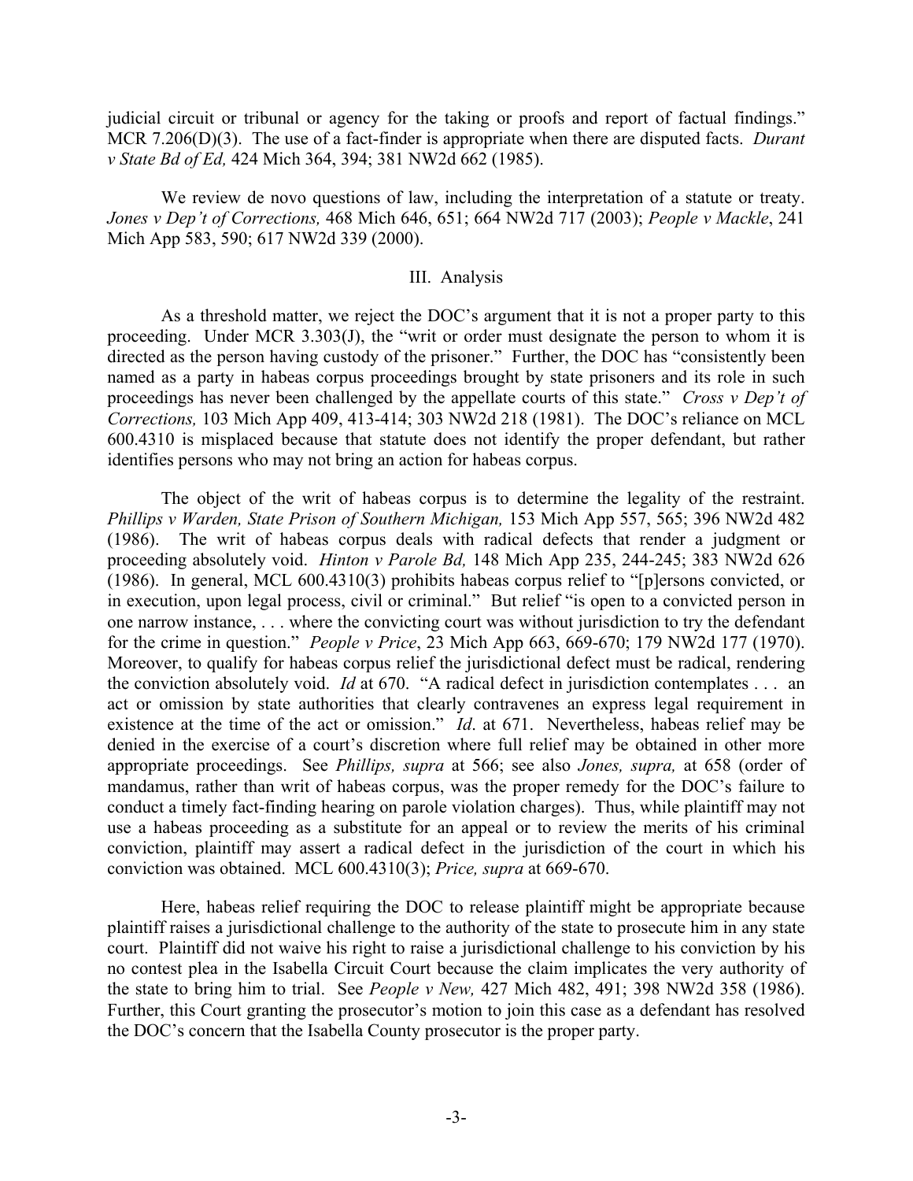judicial circuit or tribunal or agency for the taking or proofs and report of factual findings." MCR 7.206(D)(3). The use of a fact-finder is appropriate when there are disputed facts. *Durant v State Bd of Ed,* 424 Mich 364, 394; 381 NW2d 662 (1985).

We review de novo questions of law, including the interpretation of a statute or treaty. *Jones v Dep't of Corrections,* 468 Mich 646, 651; 664 NW2d 717 (2003); *People v Mackle*, 241 Mich App 583, 590; 617 NW2d 339 (2000).

### III. Analysis

As a threshold matter, we reject the DOC's argument that it is not a proper party to this proceeding. Under MCR 3.303(J), the "writ or order must designate the person to whom it is directed as the person having custody of the prisoner." Further, the DOC has "consistently been named as a party in habeas corpus proceedings brought by state prisoners and its role in such proceedings has never been challenged by the appellate courts of this state." *Cross v Dep't of Corrections,* 103 Mich App 409, 413-414; 303 NW2d 218 (1981). The DOC's reliance on MCL 600.4310 is misplaced because that statute does not identify the proper defendant, but rather identifies persons who may not bring an action for habeas corpus.

The object of the writ of habeas corpus is to determine the legality of the restraint. *Phillips v Warden, State Prison of Southern Michigan,* 153 Mich App 557, 565; 396 NW2d 482 (1986). The writ of habeas corpus deals with radical defects that render a judgment or proceeding absolutely void. *Hinton v Parole Bd,* 148 Mich App 235, 244-245; 383 NW2d 626 (1986). In general, MCL 600.4310(3) prohibits habeas corpus relief to "[p]ersons convicted, or in execution, upon legal process, civil or criminal." But relief "is open to a convicted person in one narrow instance, . . . where the convicting court was without jurisdiction to try the defendant for the crime in question." *People v Price*, 23 Mich App 663, 669-670; 179 NW2d 177 (1970). Moreover, to qualify for habeas corpus relief the jurisdictional defect must be radical, rendering the conviction absolutely void. *Id* at 670. "A radical defect in jurisdiction contemplates . . . an act or omission by state authorities that clearly contravenes an express legal requirement in existence at the time of the act or omission." *Id*. at 671. Nevertheless, habeas relief may be denied in the exercise of a court's discretion where full relief may be obtained in other more appropriate proceedings. See *Phillips, supra* at 566; see also *Jones, supra,* at 658 (order of mandamus, rather than writ of habeas corpus, was the proper remedy for the DOC's failure to conduct a timely fact-finding hearing on parole violation charges). Thus, while plaintiff may not use a habeas proceeding as a substitute for an appeal or to review the merits of his criminal conviction, plaintiff may assert a radical defect in the jurisdiction of the court in which his conviction was obtained. MCL 600.4310(3); *Price, supra* at 669-670.

Here, habeas relief requiring the DOC to release plaintiff might be appropriate because plaintiff raises a jurisdictional challenge to the authority of the state to prosecute him in any state court. Plaintiff did not waive his right to raise a jurisdictional challenge to his conviction by his no contest plea in the Isabella Circuit Court because the claim implicates the very authority of the state to bring him to trial. See *People v New,* 427 Mich 482, 491; 398 NW2d 358 (1986). Further, this Court granting the prosecutor's motion to join this case as a defendant has resolved the DOC's concern that the Isabella County prosecutor is the proper party.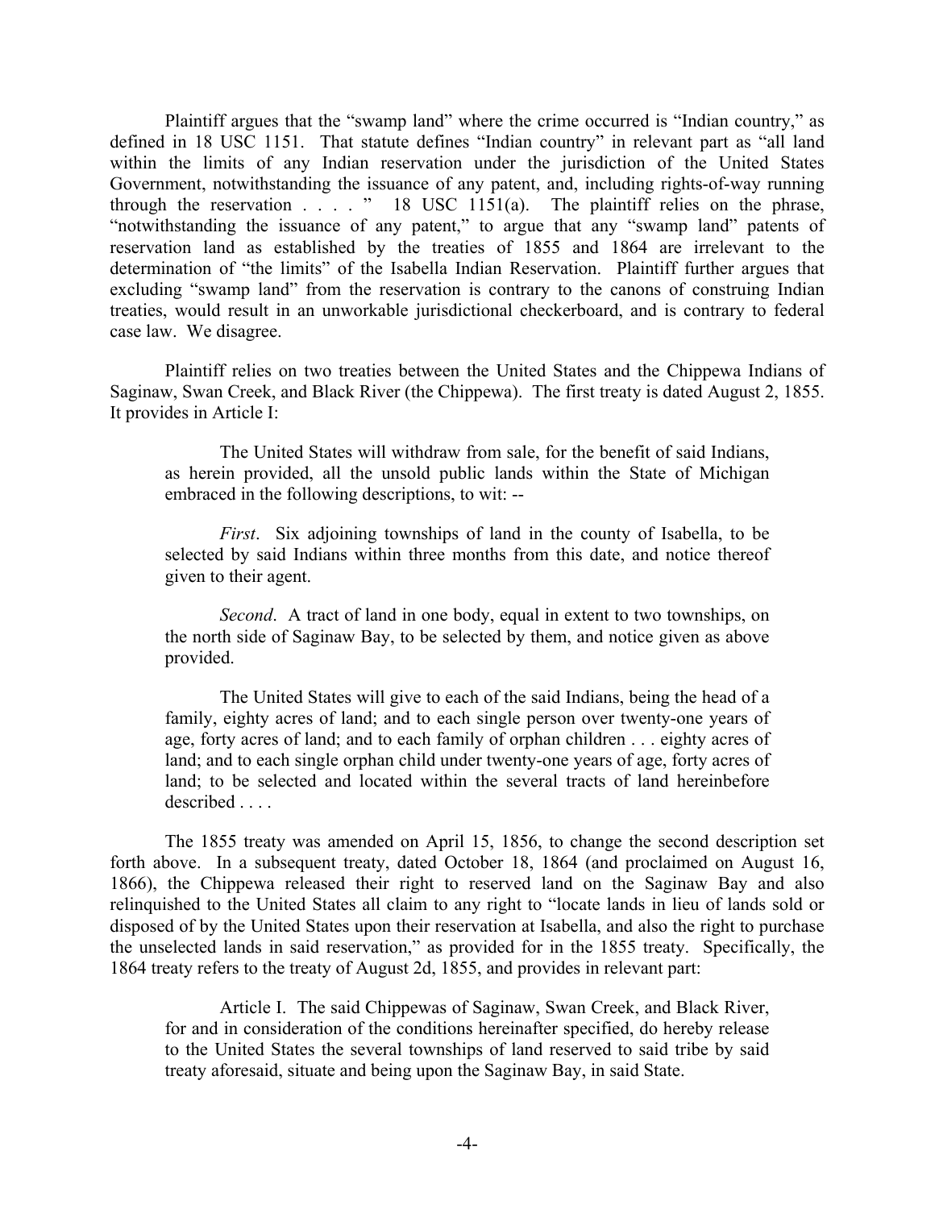Plaintiff argues that the "swamp land" where the crime occurred is "Indian country," as defined in 18 USC 1151. That statute defines "Indian country" in relevant part as "all land within the limits of any Indian reservation under the jurisdiction of the United States Government, notwithstanding the issuance of any patent, and, including rights-of-way running through the reservation . . . . " 18 USC 1151(a). The plaintiff relies on the phrase, "notwithstanding the issuance of any patent," to argue that any "swamp land" patents of reservation land as established by the treaties of 1855 and 1864 are irrelevant to the determination of "the limits" of the Isabella Indian Reservation. Plaintiff further argues that excluding "swamp land" from the reservation is contrary to the canons of construing Indian treaties, would result in an unworkable jurisdictional checkerboard, and is contrary to federal case law. We disagree.

Plaintiff relies on two treaties between the United States and the Chippewa Indians of Saginaw, Swan Creek, and Black River (the Chippewa). The first treaty is dated August 2, 1855. It provides in Article I:

> The United States will withdraw from sale, for the benefit of said Indians, as herein provided, all the unsold public lands within the State of Michigan embraced in the following descriptions, to wit: --
>
> *First*. Six adjoining townships of land in the county of Isabella, to be selected by said Indians within three months from this date, and notice thereof given to their agent.
>
> *Second*. A tract of land in one body, equal in extent to two townships, on the north side of Saginaw Bay, to be selected by them, and notice given as above provided.
>
> The United States will give to each of the said Indians, being the head of a family, eighty acres of land; and to each single person over twenty-one years of age, forty acres of land; and to each family of orphan children . . . eighty acres of land; and to each single orphan child under twenty-one years of age, forty acres of land; to be selected and located within the several tracts of land hereinbefore described . . . .

The 1855 treaty was amended on April 15, 1856, to change the second description set forth above. In a subsequent treaty, dated October 18, 1864 (and proclaimed on August 16, 1866), the Chippewa released their right to reserved land on the Saginaw Bay and also relinquished to the United States all claim to any right to "locate lands in lieu of lands sold or disposed of by the United States upon their reservation at Isabella, and also the right to purchase the unselected lands in said reservation," as provided for in the 1855 treaty. Specifically, the 1864 treaty refers to the treaty of August 2d, 1855, and provides in relevant part:

> Article I. The said Chippewas of Saginaw, Swan Creek, and Black River, for and in consideration of the conditions hereinafter specified, do hereby release to the United States the several townships of land reserved to said tribe by said treaty aforesaid, situate and being upon the Saginaw Bay, in said State.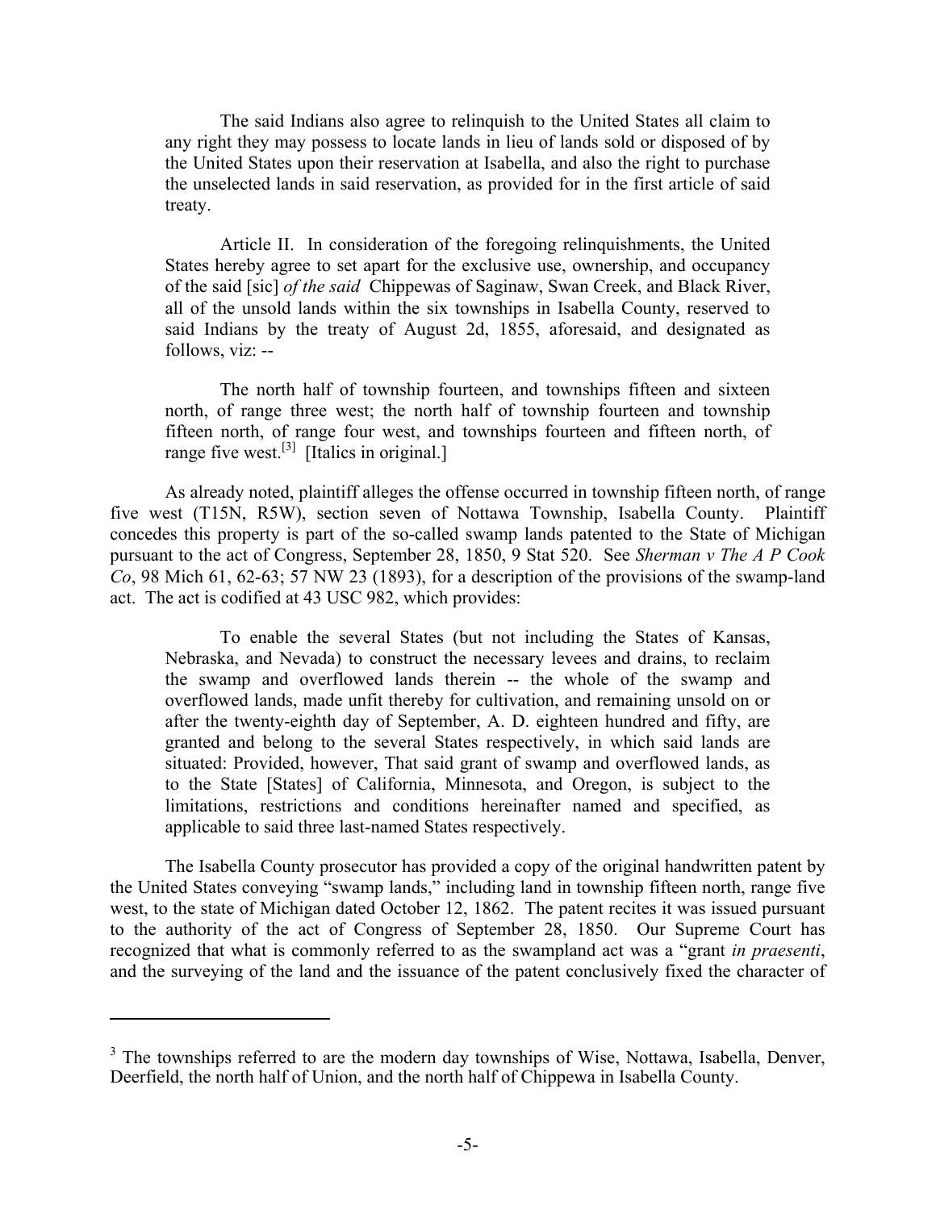> The said Indians also agree to relinquish to the United States all claim to any right they may possess to locate lands in lieu of lands sold or disposed of by the United States upon their reservation at Isabella, and also the right to purchase the unselected lands in said reservation, as provided for in the first article of said treaty.
>
> Article II. In consideration of the foregoing relinquishments, the United States hereby agree to set apart for the exclusive use, ownership, and occupancy of the said [sic] *of the said* Chippewas of Saginaw, Swan Creek, and Black River, all of the unsold lands within the six townships in Isabella County, reserved to said Indians by the treaty of August 2d, 1855, aforesaid, and designated as follows, viz: --
>
> The north half of township fourteen, and townships fifteen and sixteen north, of range three west; the north half of township fourteen and township fifteen north, of range four west, and townships fourteen and fifteen north, of range five west.[3] [Italics in original.]

As already noted, plaintiff alleges the offense occurred in township fifteen north, of range five west (T15N, R5W), section seven of Nottawa Township, Isabella County. Plaintiff concedes this property is part of the so-called swamp lands patented to the State of Michigan pursuant to the act of Congress, September 28, 1850, 9 Stat 520. See *Sherman v The A P Cook Co*, 98 Mich 61, 62-63; 57 NW 23 (1893), for a description of the provisions of the swamp-land act. The act is codified at 43 USC 982, which provides:

> To enable the several States (but not including the States of Kansas, Nebraska, and Nevada) to construct the necessary levees and drains, to reclaim the swamp and overflowed lands therein -- the whole of the swamp and overflowed lands, made unfit thereby for cultivation, and remaining unsold on or after the twenty-eighth day of September, A. D. eighteen hundred and fifty, are granted and belong to the several States respectively, in which said lands are situated: Provided, however, That said grant of swamp and overflowed lands, as to the State [States] of California, Minnesota, and Oregon, is subject to the limitations, restrictions and conditions hereinafter named and specified, as applicable to said three last-named States respectively.

The Isabella County prosecutor has provided a copy of the original handwritten patent by the United States conveying "swamp lands," including land in township fifteen north, range five west, to the state of Michigan dated October 12, 1862. The patent recites it was issued pursuant to the authority of the act of Congress of September 28, 1850. Our Supreme Court has recognized that what is commonly referred to as the swampland act was a "grant *in praesenti*, and the surveying of the land and the issuance of the patent conclusively fixed the character of

---

[3] The townships referred to are the modern day townships of Wise, Nottawa, Isabella, Denver, Deerfield, the north half of Union, and the north half of Chippewa in Isabella County.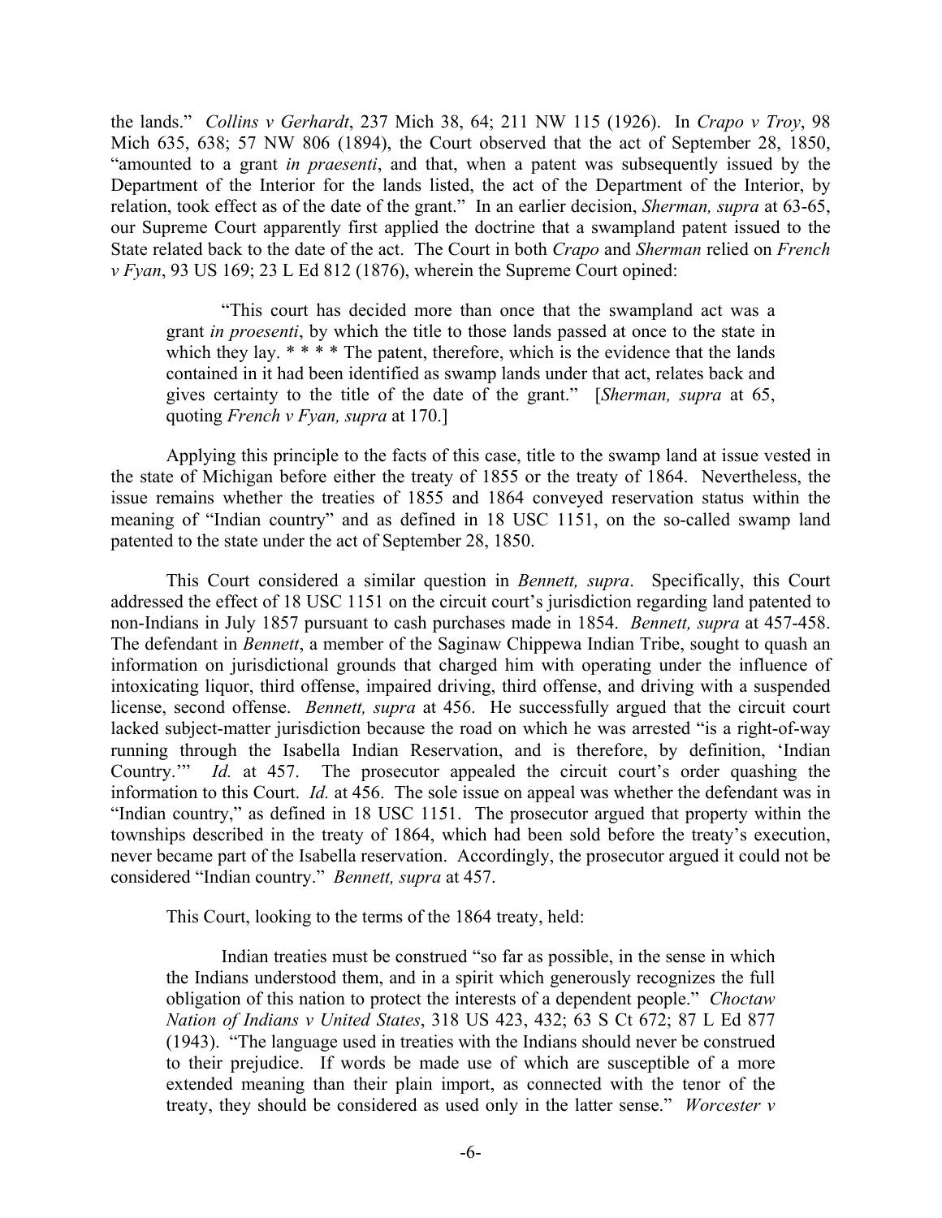the lands." *Collins v Gerhardt*, 237 Mich 38, 64; 211 NW 115 (1926). In *Crapo v Troy*, 98 Mich 635, 638; 57 NW 806 (1894), the Court observed that the act of September 28, 1850, "amounted to a grant *in praesenti*, and that, when a patent was subsequently issued by the Department of the Interior for the lands listed, the act of the Department of the Interior, by relation, took effect as of the date of the grant." In an earlier decision, *Sherman, supra* at 63-65, our Supreme Court apparently first applied the doctrine that a swampland patent issued to the State related back to the date of the act. The Court in both *Crapo* and *Sherman* relied on *French v Fyan*, 93 US 169; 23 L Ed 812 (1876), wherein the Supreme Court opined:

> "This court has decided more than once that the swampland act was a grant *in proesenti*, by which the title to those lands passed at once to the state in which they lay. * * * * The patent, therefore, which is the evidence that the lands contained in it had been identified as swamp lands under that act, relates back and gives certainty to the title of the date of the grant." [*Sherman, supra* at 65, quoting *French v Fyan, supra* at 170.]

Applying this principle to the facts of this case, title to the swamp land at issue vested in the state of Michigan before either the treaty of 1855 or the treaty of 1864. Nevertheless, the issue remains whether the treaties of 1855 and 1864 conveyed reservation status within the meaning of "Indian country" and as defined in 18 USC 1151, on the so-called swamp land patented to the state under the act of September 28, 1850.

This Court considered a similar question in *Bennett, supra*. Specifically, this Court addressed the effect of 18 USC 1151 on the circuit court's jurisdiction regarding land patented to non-Indians in July 1857 pursuant to cash purchases made in 1854. *Bennett, supra* at 457-458. The defendant in *Bennett*, a member of the Saginaw Chippewa Indian Tribe, sought to quash an information on jurisdictional grounds that charged him with operating under the influence of intoxicating liquor, third offense, impaired driving, third offense, and driving with a suspended license, second offense. *Bennett, supra* at 456. He successfully argued that the circuit court lacked subject-matter jurisdiction because the road on which he was arrested "is a right-of-way running through the Isabella Indian Reservation, and is therefore, by definition, 'Indian Country.'" *Id.* at 457. The prosecutor appealed the circuit court's order quashing the information to this Court. *Id.* at 456. The sole issue on appeal was whether the defendant was in "Indian country," as defined in 18 USC 1151. The prosecutor argued that property within the townships described in the treaty of 1864, which had been sold before the treaty's execution, never became part of the Isabella reservation. Accordingly, the prosecutor argued it could not be considered "Indian country." *Bennett, supra* at 457.

This Court, looking to the terms of the 1864 treaty, held:

> Indian treaties must be construed "so far as possible, in the sense in which the Indians understood them, and in a spirit which generously recognizes the full obligation of this nation to protect the interests of a dependent people." *Choctaw Nation of Indians v United States*, 318 US 423, 432; 63 S Ct 672; 87 L Ed 877 (1943). "The language used in treaties with the Indians should never be construed to their prejudice. If words be made use of which are susceptible of a more extended meaning than their plain import, as connected with the tenor of the treaty, they should be considered as used only in the latter sense." *Worcester v*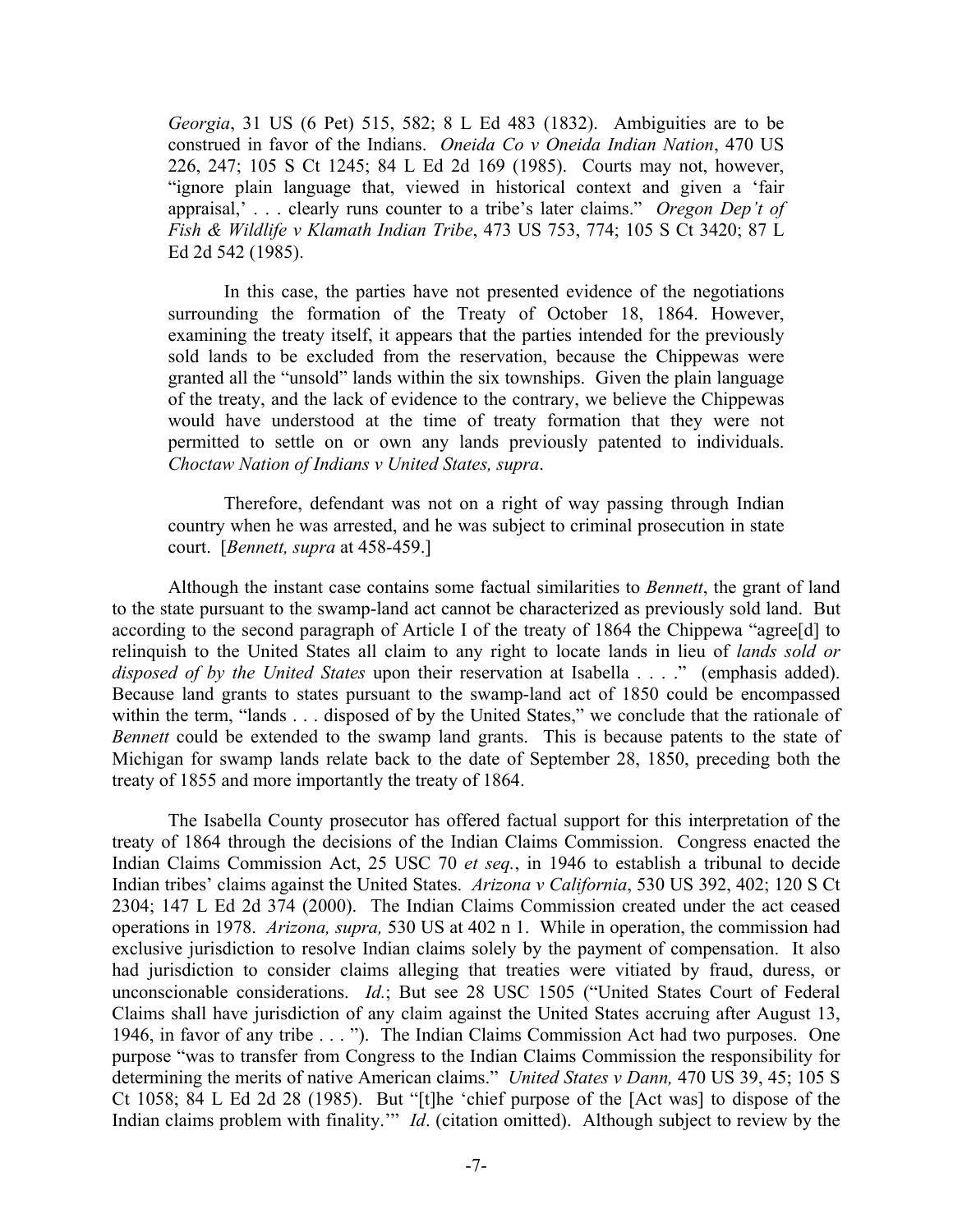> *Georgia*, 31 US (6 Pet) 515, 582; 8 L Ed 483 (1832). Ambiguities are to be construed in favor of the Indians. *Oneida Co v Oneida Indian Nation*, 470 US 226, 247; 105 S Ct 1245; 84 L Ed 2d 169 (1985). Courts may not, however, "ignore plain language that, viewed in historical context and given a 'fair appraisal,' . . . clearly runs counter to a tribe's later claims." *Oregon Dep't of Fish & Wildlife v Klamath Indian Tribe*, 473 US 753, 774; 105 S Ct 3420; 87 L Ed 2d 542 (1985).
>
> In this case, the parties have not presented evidence of the negotiations surrounding the formation of the Treaty of October 18, 1864. However, examining the treaty itself, it appears that the parties intended for the previously sold lands to be excluded from the reservation, because the Chippewas were granted all the "unsold" lands within the six townships. Given the plain language of the treaty, and the lack of evidence to the contrary, we believe the Chippewas would have understood at the time of treaty formation that they were not permitted to settle on or own any lands previously patented to individuals. *Choctaw Nation of Indians v United States, supra*.
>
> Therefore, defendant was not on a right of way passing through Indian country when he was arrested, and he was subject to criminal prosecution in state court. [*Bennett, supra* at 458-459.]

Although the instant case contains some factual similarities to *Bennett*, the grant of land to the state pursuant to the swamp-land act cannot be characterized as previously sold land. But according to the second paragraph of Article I of the treaty of 1864 the Chippewa "agree[d] to relinquish to the United States all claim to any right to locate lands in lieu of *lands sold or disposed of by the United States* upon their reservation at Isabella . . . ." (emphasis added). Because land grants to states pursuant to the swamp-land act of 1850 could be encompassed within the term, "lands . . . disposed of by the United States," we conclude that the rationale of *Bennett* could be extended to the swamp land grants. This is because patents to the state of Michigan for swamp lands relate back to the date of September 28, 1850, preceding both the treaty of 1855 and more importantly the treaty of 1864.

The Isabella County prosecutor has offered factual support for this interpretation of the treaty of 1864 through the decisions of the Indian Claims Commission. Congress enacted the Indian Claims Commission Act, 25 USC 70 *et seq.*, in 1946 to establish a tribunal to decide Indian tribes' claims against the United States. *Arizona v California*, 530 US 392, 402; 120 S Ct 2304; 147 L Ed 2d 374 (2000). The Indian Claims Commission created under the act ceased operations in 1978. *Arizona, supra,* 530 US at 402 n 1. While in operation, the commission had exclusive jurisdiction to resolve Indian claims solely by the payment of compensation. It also had jurisdiction to consider claims alleging that treaties were vitiated by fraud, duress, or unconscionable considerations. *Id.*; But see 28 USC 1505 ("United States Court of Federal Claims shall have jurisdiction of any claim against the United States accruing after August 13, 1946, in favor of any tribe . . . "). The Indian Claims Commission Act had two purposes. One purpose "was to transfer from Congress to the Indian Claims Commission the responsibility for determining the merits of native American claims." *United States v Dann,* 470 US 39, 45; 105 S Ct 1058; 84 L Ed 2d 28 (1985). But "[t]he 'chief purpose of the [Act was] to dispose of the Indian claims problem with finality.'" *Id*. (citation omitted). Although subject to review by the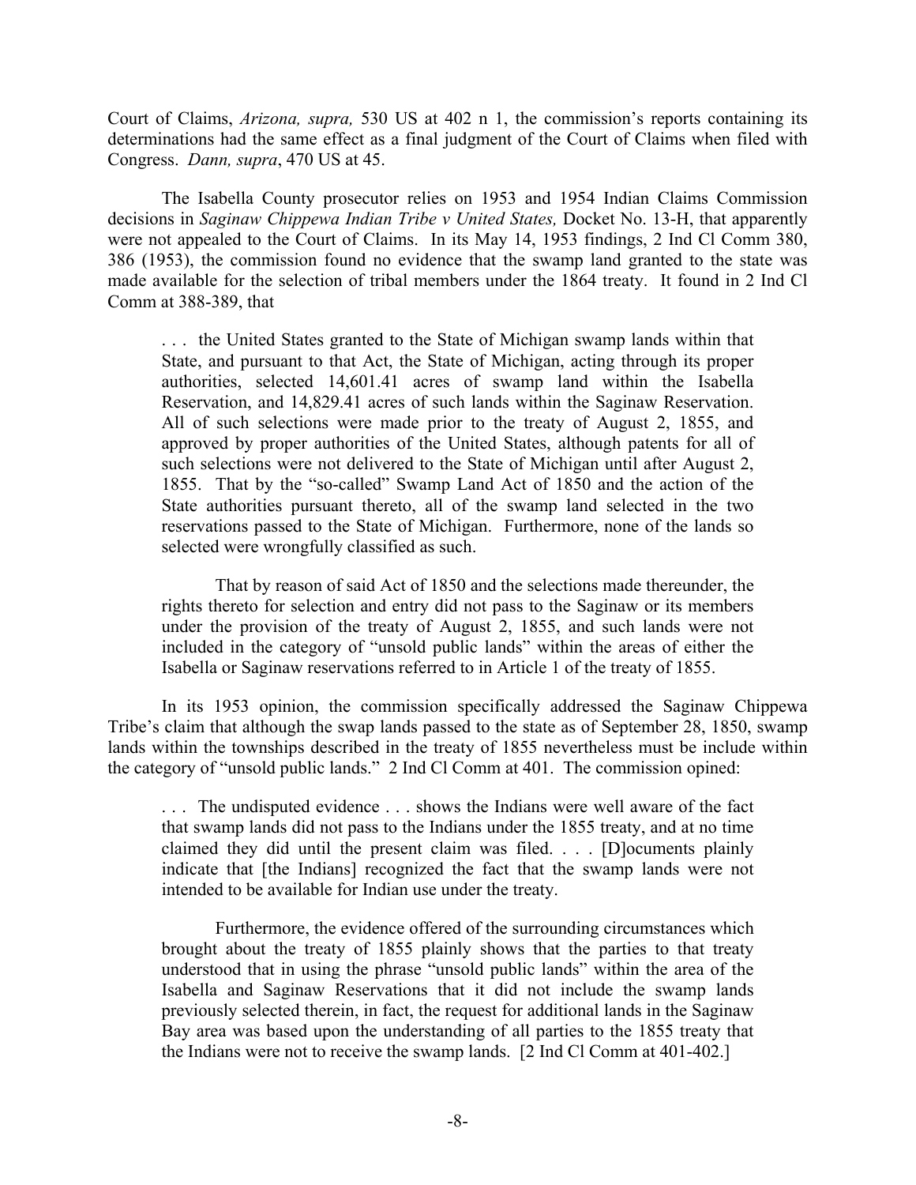Court of Claims, *Arizona, supra,* 530 US at 402 n 1, the commission's reports containing its determinations had the same effect as a final judgment of the Court of Claims when filed with Congress. *Dann, supra*, 470 US at 45.

The Isabella County prosecutor relies on 1953 and 1954 Indian Claims Commission decisions in *Saginaw Chippewa Indian Tribe v United States,* Docket No. 13-H, that apparently were not appealed to the Court of Claims. In its May 14, 1953 findings, 2 Ind Cl Comm 380, 386 (1953), the commission found no evidence that the swamp land granted to the state was made available for the selection of tribal members under the 1864 treaty. It found in 2 Ind Cl Comm at 388-389, that

> . . . the United States granted to the State of Michigan swamp lands within that State, and pursuant to that Act, the State of Michigan, acting through its proper authorities, selected 14,601.41 acres of swamp land within the Isabella Reservation, and 14,829.41 acres of such lands within the Saginaw Reservation. All of such selections were made prior to the treaty of August 2, 1855, and approved by proper authorities of the United States, although patents for all of such selections were not delivered to the State of Michigan until after August 2, 1855. That by the "so-called" Swamp Land Act of 1850 and the action of the State authorities pursuant thereto, all of the swamp land selected in the two reservations passed to the State of Michigan. Furthermore, none of the lands so selected were wrongfully classified as such.
>
> That by reason of said Act of 1850 and the selections made thereunder, the rights thereto for selection and entry did not pass to the Saginaw or its members under the provision of the treaty of August 2, 1855, and such lands were not included in the category of "unsold public lands" within the areas of either the Isabella or Saginaw reservations referred to in Article 1 of the treaty of 1855.

In its 1953 opinion, the commission specifically addressed the Saginaw Chippewa Tribe's claim that although the swap lands passed to the state as of September 28, 1850, swamp lands within the townships described in the treaty of 1855 nevertheless must be include within the category of "unsold public lands." 2 Ind Cl Comm at 401. The commission opined:

> . . . The undisputed evidence . . . shows the Indians were well aware of the fact that swamp lands did not pass to the Indians under the 1855 treaty, and at no time claimed they did until the present claim was filed. . . . [D]ocuments plainly indicate that [the Indians] recognized the fact that the swamp lands were not intended to be available for Indian use under the treaty.
>
> Furthermore, the evidence offered of the surrounding circumstances which brought about the treaty of 1855 plainly shows that the parties to that treaty understood that in using the phrase "unsold public lands" within the area of the Isabella and Saginaw Reservations that it did not include the swamp lands previously selected therein, in fact, the request for additional lands in the Saginaw Bay area was based upon the understanding of all parties to the 1855 treaty that the Indians were not to receive the swamp lands. [2 Ind Cl Comm at 401-402.]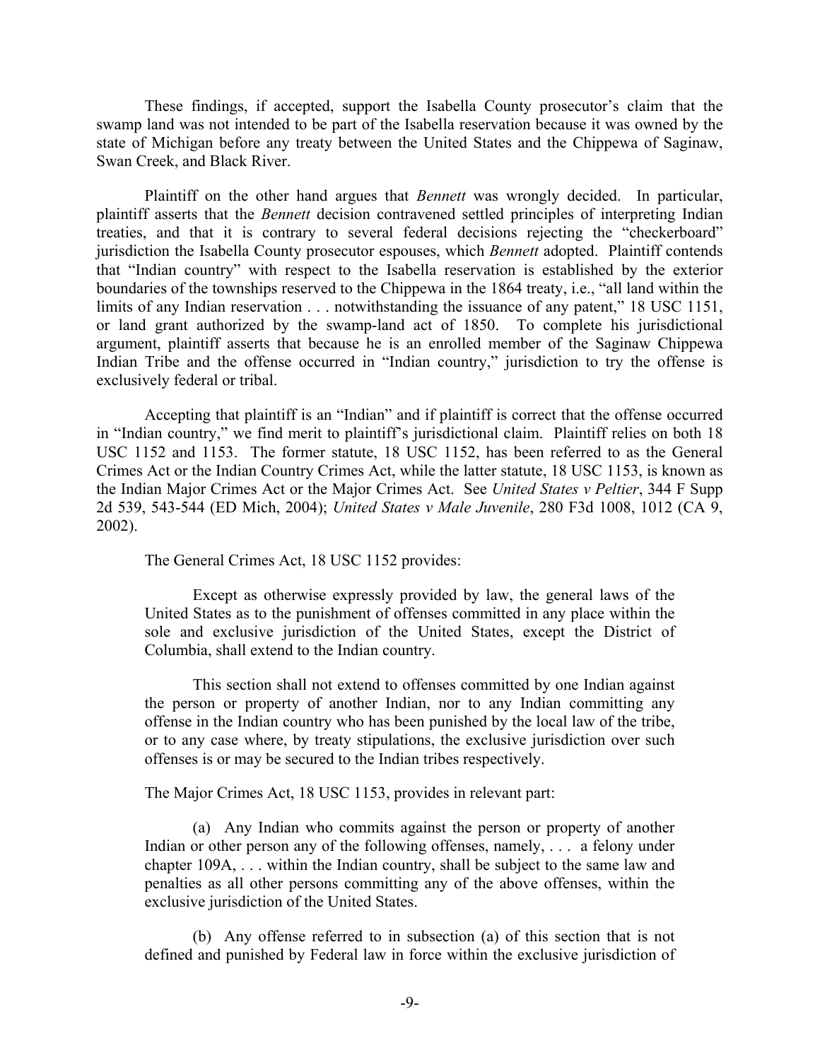These findings, if accepted, support the Isabella County prosecutor's claim that the swamp land was not intended to be part of the Isabella reservation because it was owned by the state of Michigan before any treaty between the United States and the Chippewa of Saginaw, Swan Creek, and Black River.

Plaintiff on the other hand argues that *Bennett* was wrongly decided. In particular, plaintiff asserts that the *Bennett* decision contravened settled principles of interpreting Indian treaties, and that it is contrary to several federal decisions rejecting the "checkerboard" jurisdiction the Isabella County prosecutor espouses, which *Bennett* adopted. Plaintiff contends that "Indian country" with respect to the Isabella reservation is established by the exterior boundaries of the townships reserved to the Chippewa in the 1864 treaty, i.e., "all land within the limits of any Indian reservation . . . notwithstanding the issuance of any patent," 18 USC 1151, or land grant authorized by the swamp-land act of 1850. To complete his jurisdictional argument, plaintiff asserts that because he is an enrolled member of the Saginaw Chippewa Indian Tribe and the offense occurred in "Indian country," jurisdiction to try the offense is exclusively federal or tribal.

Accepting that plaintiff is an "Indian" and if plaintiff is correct that the offense occurred in "Indian country," we find merit to plaintiff's jurisdictional claim. Plaintiff relies on both 18 USC 1152 and 1153. The former statute, 18 USC 1152, has been referred to as the General Crimes Act or the Indian Country Crimes Act, while the latter statute, 18 USC 1153, is known as the Indian Major Crimes Act or the Major Crimes Act. See *United States v Peltier*, 344 F Supp 2d 539, 543-544 (ED Mich, 2004); *United States v Male Juvenile*, 280 F3d 1008, 1012 (CA 9, 2002).

The General Crimes Act, 18 USC 1152 provides:

> Except as otherwise expressly provided by law, the general laws of the United States as to the punishment of offenses committed in any place within the sole and exclusive jurisdiction of the United States, except the District of Columbia, shall extend to the Indian country.
>
> This section shall not extend to offenses committed by one Indian against the person or property of another Indian, nor to any Indian committing any offense in the Indian country who has been punished by the local law of the tribe, or to any case where, by treaty stipulations, the exclusive jurisdiction over such offenses is or may be secured to the Indian tribes respectively.

The Major Crimes Act, 18 USC 1153, provides in relevant part:

> (a) Any Indian who commits against the person or property of another Indian or other person any of the following offenses, namely, . . . a felony under chapter 109A, . . . within the Indian country, shall be subject to the same law and penalties as all other persons committing any of the above offenses, within the exclusive jurisdiction of the United States.
>
> (b) Any offense referred to in subsection (a) of this section that is not defined and punished by Federal law in force within the exclusive jurisdiction of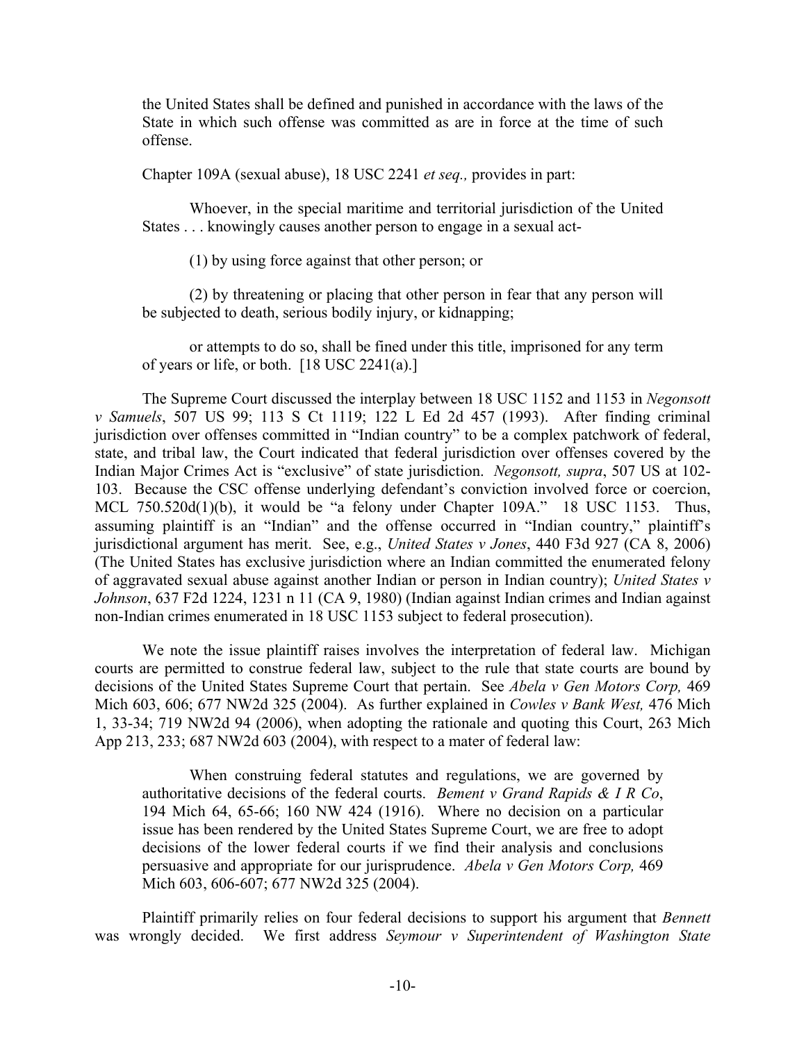the United States shall be defined and punished in accordance with the laws of the State in which such offense was committed as are in force at the time of such offense.

Chapter 109A (sexual abuse), 18 USC 2241 *et seq.,* provides in part:

> Whoever, in the special maritime and territorial jurisdiction of the United States . . . knowingly causes another person to engage in a sexual act-
>
> (1) by using force against that other person; or
>
> (2) by threatening or placing that other person in fear that any person will be subjected to death, serious bodily injury, or kidnapping;
>
> or attempts to do so, shall be fined under this title, imprisoned for any term of years or life, or both. [18 USC 2241(a).]

The Supreme Court discussed the interplay between 18 USC 1152 and 1153 in *Negonsott v Samuels*, 507 US 99; 113 S Ct 1119; 122 L Ed 2d 457 (1993). After finding criminal jurisdiction over offenses committed in "Indian country" to be a complex patchwork of federal, state, and tribal law, the Court indicated that federal jurisdiction over offenses covered by the Indian Major Crimes Act is "exclusive" of state jurisdiction. *Negonsott, supra*, 507 US at 102-103. Because the CSC offense underlying defendant's conviction involved force or coercion, MCL 750.520d(1)(b), it would be "a felony under Chapter 109A." 18 USC 1153. Thus, assuming plaintiff is an "Indian" and the offense occurred in "Indian country," plaintiff's jurisdictional argument has merit. See, e.g., *United States v Jones*, 440 F3d 927 (CA 8, 2006) (The United States has exclusive jurisdiction where an Indian committed the enumerated felony of aggravated sexual abuse against another Indian or person in Indian country); *United States v Johnson*, 637 F2d 1224, 1231 n 11 (CA 9, 1980) (Indian against Indian crimes and Indian against non-Indian crimes enumerated in 18 USC 1153 subject to federal prosecution).

We note the issue plaintiff raises involves the interpretation of federal law. Michigan courts are permitted to construe federal law, subject to the rule that state courts are bound by decisions of the United States Supreme Court that pertain. See *Abela v Gen Motors Corp,* 469 Mich 603, 606; 677 NW2d 325 (2004). As further explained in *Cowles v Bank West,* 476 Mich 1, 33-34; 719 NW2d 94 (2006), when adopting the rationale and quoting this Court, 263 Mich App 213, 233; 687 NW2d 603 (2004), with respect to a mater of federal law:

> When construing federal statutes and regulations, we are governed by authoritative decisions of the federal courts. *Bement v Grand Rapids & I R Co*, 194 Mich 64, 65-66; 160 NW 424 (1916). Where no decision on a particular issue has been rendered by the United States Supreme Court, we are free to adopt decisions of the lower federal courts if we find their analysis and conclusions persuasive and appropriate for our jurisprudence. *Abela v Gen Motors Corp,* 469 Mich 603, 606-607; 677 NW2d 325 (2004).

Plaintiff primarily relies on four federal decisions to support his argument that *Bennett* was wrongly decided. We first address *Seymour v Superintendent of Washington State*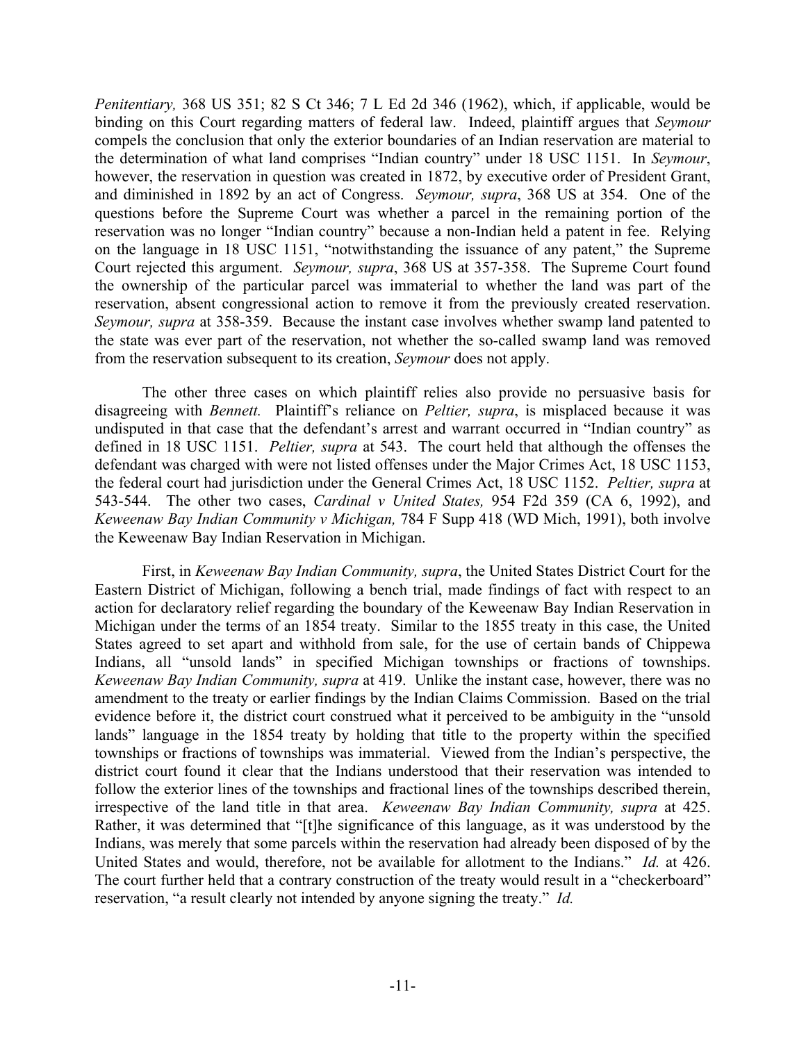*Penitentiary,* 368 US 351; 82 S Ct 346; 7 L Ed 2d 346 (1962), which, if applicable, would be binding on this Court regarding matters of federal law. Indeed, plaintiff argues that *Seymour* compels the conclusion that only the exterior boundaries of an Indian reservation are material to the determination of what land comprises "Indian country" under 18 USC 1151. In *Seymour*, however, the reservation in question was created in 1872, by executive order of President Grant, and diminished in 1892 by an act of Congress. *Seymour, supra*, 368 US at 354. One of the questions before the Supreme Court was whether a parcel in the remaining portion of the reservation was no longer "Indian country" because a non-Indian held a patent in fee. Relying on the language in 18 USC 1151, "notwithstanding the issuance of any patent," the Supreme Court rejected this argument. *Seymour, supra*, 368 US at 357-358. The Supreme Court found the ownership of the particular parcel was immaterial to whether the land was part of the reservation, absent congressional action to remove it from the previously created reservation. *Seymour, supra* at 358-359. Because the instant case involves whether swamp land patented to the state was ever part of the reservation, not whether the so-called swamp land was removed from the reservation subsequent to its creation, *Seymour* does not apply.

The other three cases on which plaintiff relies also provide no persuasive basis for disagreeing with *Bennett.* Plaintiff's reliance on *Peltier, supra*, is misplaced because it was undisputed in that case that the defendant's arrest and warrant occurred in "Indian country" as defined in 18 USC 1151. *Peltier, supra* at 543. The court held that although the offenses the defendant was charged with were not listed offenses under the Major Crimes Act, 18 USC 1153, the federal court had jurisdiction under the General Crimes Act, 18 USC 1152. *Peltier, supra* at 543-544. The other two cases, *Cardinal v United States,* 954 F2d 359 (CA 6, 1992), and *Keweenaw Bay Indian Community v Michigan,* 784 F Supp 418 (WD Mich, 1991), both involve the Keweenaw Bay Indian Reservation in Michigan.

First, in *Keweenaw Bay Indian Community, supra*, the United States District Court for the Eastern District of Michigan, following a bench trial, made findings of fact with respect to an action for declaratory relief regarding the boundary of the Keweenaw Bay Indian Reservation in Michigan under the terms of an 1854 treaty. Similar to the 1855 treaty in this case, the United States agreed to set apart and withhold from sale, for the use of certain bands of Chippewa Indians, all "unsold lands" in specified Michigan townships or fractions of townships. *Keweenaw Bay Indian Community, supra* at 419. Unlike the instant case, however, there was no amendment to the treaty or earlier findings by the Indian Claims Commission. Based on the trial evidence before it, the district court construed what it perceived to be ambiguity in the "unsold lands" language in the 1854 treaty by holding that title to the property within the specified townships or fractions of townships was immaterial. Viewed from the Indian's perspective, the district court found it clear that the Indians understood that their reservation was intended to follow the exterior lines of the townships and fractional lines of the townships described therein, irrespective of the land title in that area. *Keweenaw Bay Indian Community, supra* at 425. Rather, it was determined that "[t]he significance of this language, as it was understood by the Indians, was merely that some parcels within the reservation had already been disposed of by the United States and would, therefore, not be available for allotment to the Indians." *Id.* at 426. The court further held that a contrary construction of the treaty would result in a "checkerboard" reservation, "a result clearly not intended by anyone signing the treaty." *Id.*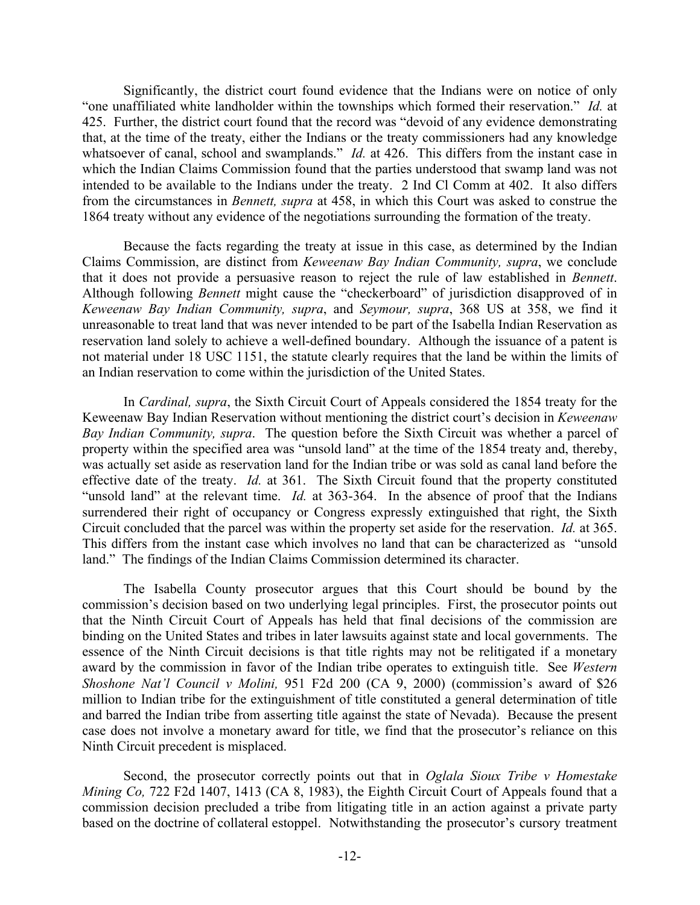Significantly, the district court found evidence that the Indians were on notice of only "one unaffiliated white landholder within the townships which formed their reservation." *Id.* at 425. Further, the district court found that the record was "devoid of any evidence demonstrating that, at the time of the treaty, either the Indians or the treaty commissioners had any knowledge whatsoever of canal, school and swamplands." *Id.* at 426. This differs from the instant case in which the Indian Claims Commission found that the parties understood that swamp land was not intended to be available to the Indians under the treaty. 2 Ind Cl Comm at 402. It also differs from the circumstances in *Bennett, supra* at 458, in which this Court was asked to construe the 1864 treaty without any evidence of the negotiations surrounding the formation of the treaty.

Because the facts regarding the treaty at issue in this case, as determined by the Indian Claims Commission, are distinct from *Keweenaw Bay Indian Community, supra*, we conclude that it does not provide a persuasive reason to reject the rule of law established in *Bennett*. Although following *Bennett* might cause the "checkerboard" of jurisdiction disapproved of in *Keweenaw Bay Indian Community, supra*, and *Seymour, supra*, 368 US at 358, we find it unreasonable to treat land that was never intended to be part of the Isabella Indian Reservation as reservation land solely to achieve a well-defined boundary. Although the issuance of a patent is not material under 18 USC 1151, the statute clearly requires that the land be within the limits of an Indian reservation to come within the jurisdiction of the United States.

In *Cardinal, supra*, the Sixth Circuit Court of Appeals considered the 1854 treaty for the Keweenaw Bay Indian Reservation without mentioning the district court's decision in *Keweenaw Bay Indian Community, supra*. The question before the Sixth Circuit was whether a parcel of property within the specified area was "unsold land" at the time of the 1854 treaty and, thereby, was actually set aside as reservation land for the Indian tribe or was sold as canal land before the effective date of the treaty. *Id.* at 361. The Sixth Circuit found that the property constituted "unsold land" at the relevant time. *Id.* at 363-364. In the absence of proof that the Indians surrendered their right of occupancy or Congress expressly extinguished that right, the Sixth Circuit concluded that the parcel was within the property set aside for the reservation. *Id.* at 365. This differs from the instant case which involves no land that can be characterized as "unsold land." The findings of the Indian Claims Commission determined its character.

The Isabella County prosecutor argues that this Court should be bound by the commission's decision based on two underlying legal principles. First, the prosecutor points out that the Ninth Circuit Court of Appeals has held that final decisions of the commission are binding on the United States and tribes in later lawsuits against state and local governments. The essence of the Ninth Circuit decisions is that title rights may not be relitigated if a monetary award by the commission in favor of the Indian tribe operates to extinguish title. See *Western Shoshone Nat'l Council v Molini,* 951 F2d 200 (CA 9, 2000) (commission's award of $26 million to Indian tribe for the extinguishment of title constituted a general determination of title and barred the Indian tribe from asserting title against the state of Nevada). Because the present case does not involve a monetary award for title, we find that the prosecutor's reliance on this Ninth Circuit precedent is misplaced.

Second, the prosecutor correctly points out that in *Oglala Sioux Tribe v Homestake Mining Co,* 722 F2d 1407, 1413 (CA 8, 1983), the Eighth Circuit Court of Appeals found that a commission decision precluded a tribe from litigating title in an action against a private party based on the doctrine of collateral estoppel. Notwithstanding the prosecutor's cursory treatment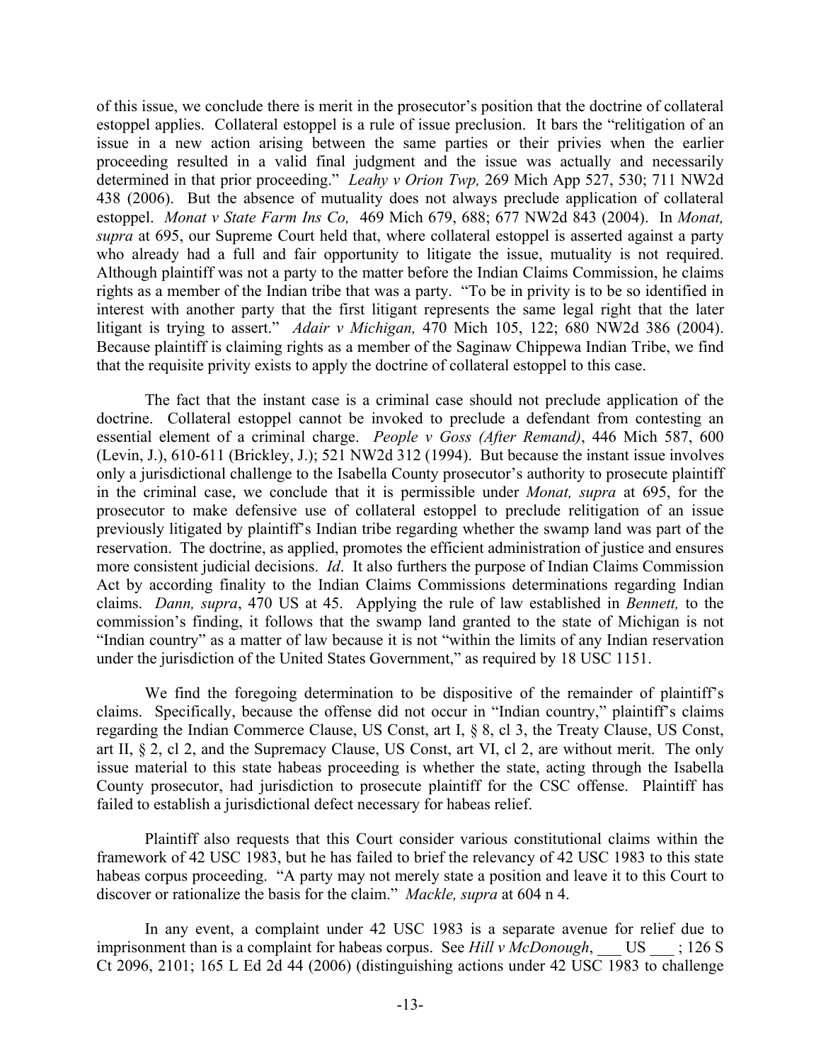of this issue, we conclude there is merit in the prosecutor's position that the doctrine of collateral estoppel applies. Collateral estoppel is a rule of issue preclusion. It bars the "relitigation of an issue in a new action arising between the same parties or their privies when the earlier proceeding resulted in a valid final judgment and the issue was actually and necessarily determined in that prior proceeding." *Leahy v Orion Twp,* 269 Mich App 527, 530; 711 NW2d 438 (2006). But the absence of mutuality does not always preclude application of collateral estoppel. *Monat v State Farm Ins Co,* 469 Mich 679, 688; 677 NW2d 843 (2004). In *Monat, supra* at 695, our Supreme Court held that, where collateral estoppel is asserted against a party who already had a full and fair opportunity to litigate the issue, mutuality is not required. Although plaintiff was not a party to the matter before the Indian Claims Commission, he claims rights as a member of the Indian tribe that was a party. "To be in privity is to be so identified in interest with another party that the first litigant represents the same legal right that the later litigant is trying to assert." *Adair v Michigan,* 470 Mich 105, 122; 680 NW2d 386 (2004). Because plaintiff is claiming rights as a member of the Saginaw Chippewa Indian Tribe, we find that the requisite privity exists to apply the doctrine of collateral estoppel to this case.

The fact that the instant case is a criminal case should not preclude application of the doctrine. Collateral estoppel cannot be invoked to preclude a defendant from contesting an essential element of a criminal charge. *People v Goss (After Remand)*, 446 Mich 587, 600 (Levin, J.), 610-611 (Brickley, J.); 521 NW2d 312 (1994). But because the instant issue involves only a jurisdictional challenge to the Isabella County prosecutor's authority to prosecute plaintiff in the criminal case, we conclude that it is permissible under *Monat, supra* at 695, for the prosecutor to make defensive use of collateral estoppel to preclude relitigation of an issue previously litigated by plaintiff's Indian tribe regarding whether the swamp land was part of the reservation. The doctrine, as applied, promotes the efficient administration of justice and ensures more consistent judicial decisions. *Id*. It also furthers the purpose of Indian Claims Commission Act by according finality to the Indian Claims Commissions determinations regarding Indian claims. *Dann, supra*, 470 US at 45. Applying the rule of law established in *Bennett,* to the commission's finding, it follows that the swamp land granted to the state of Michigan is not "Indian country" as a matter of law because it is not "within the limits of any Indian reservation under the jurisdiction of the United States Government," as required by 18 USC 1151.

We find the foregoing determination to be dispositive of the remainder of plaintiff's claims. Specifically, because the offense did not occur in "Indian country," plaintiff's claims regarding the Indian Commerce Clause, US Const, art I, § 8, cl 3, the Treaty Clause, US Const, art II, § 2, cl 2, and the Supremacy Clause, US Const, art VI, cl 2, are without merit. The only issue material to this state habeas proceeding is whether the state, acting through the Isabella County prosecutor, had jurisdiction to prosecute plaintiff for the CSC offense. Plaintiff has failed to establish a jurisdictional defect necessary for habeas relief.

Plaintiff also requests that this Court consider various constitutional claims within the framework of 42 USC 1983, but he has failed to brief the relevancy of 42 USC 1983 to this state habeas corpus proceeding. "A party may not merely state a position and leave it to this Court to discover or rationalize the basis for the claim." *Mackle, supra* at 604 n 4.

In any event, a complaint under 42 USC 1983 is a separate avenue for relief due to imprisonment than is a complaint for habeas corpus. See *Hill v McDonough*, ___ US ___ ; 126 S Ct 2096, 2101; 165 L Ed 2d 44 (2006) (distinguishing actions under 42 USC 1983 to challenge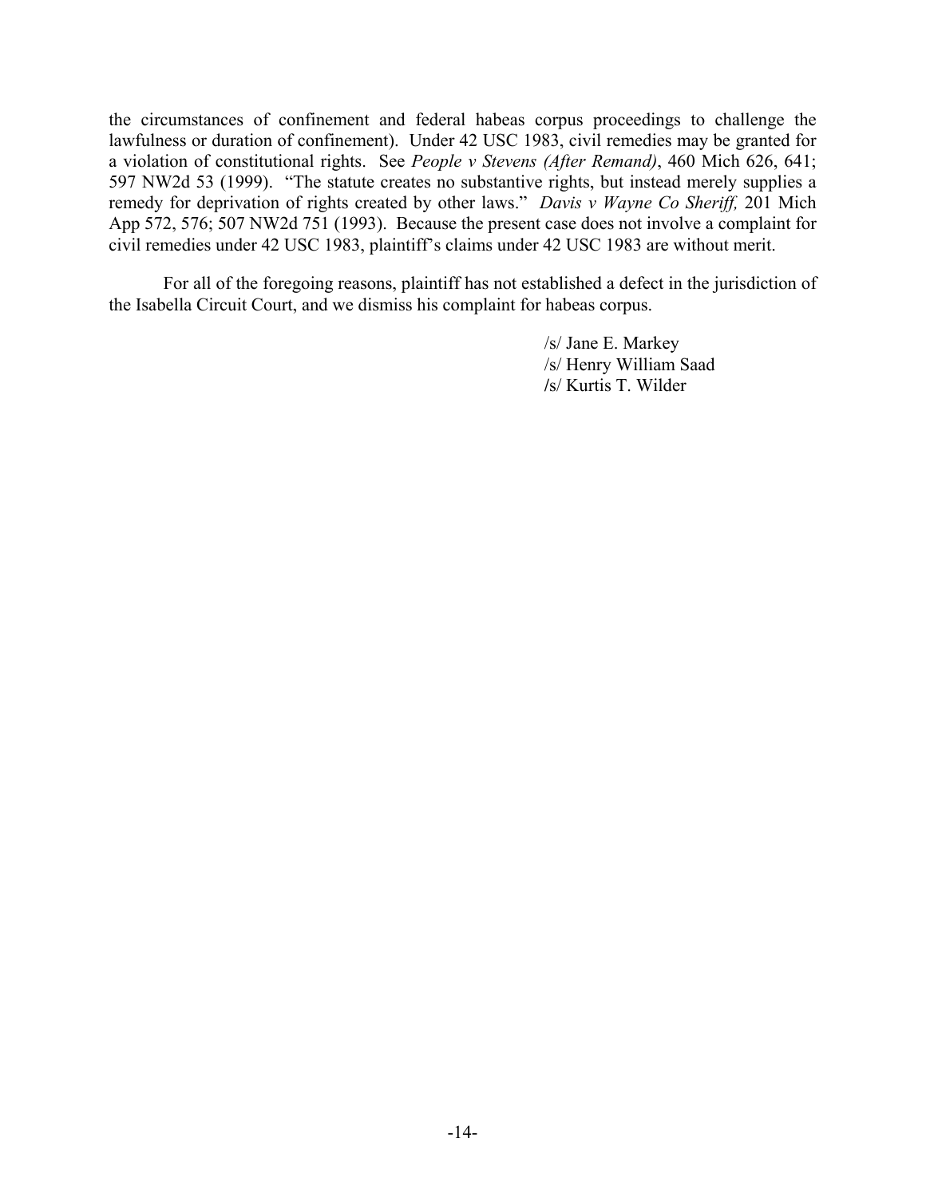the circumstances of confinement and federal habeas corpus proceedings to challenge the lawfulness or duration of confinement). Under 42 USC 1983, civil remedies may be granted for a violation of constitutional rights. See *People v Stevens (After Remand)*, 460 Mich 626, 641; 597 NW2d 53 (1999). "The statute creates no substantive rights, but instead merely supplies a remedy for deprivation of rights created by other laws." *Davis v Wayne Co Sheriff,* 201 Mich App 572, 576; 507 NW2d 751 (1993). Because the present case does not involve a complaint for civil remedies under 42 USC 1983, plaintiff's claims under 42 USC 1983 are without merit.

For all of the foregoing reasons, plaintiff has not established a defect in the jurisdiction of the Isabella Circuit Court, and we dismiss his complaint for habeas corpus.

/s/ Jane E. Markey
/s/ Henry William Saad
/s/ Kurtis T. Wilder